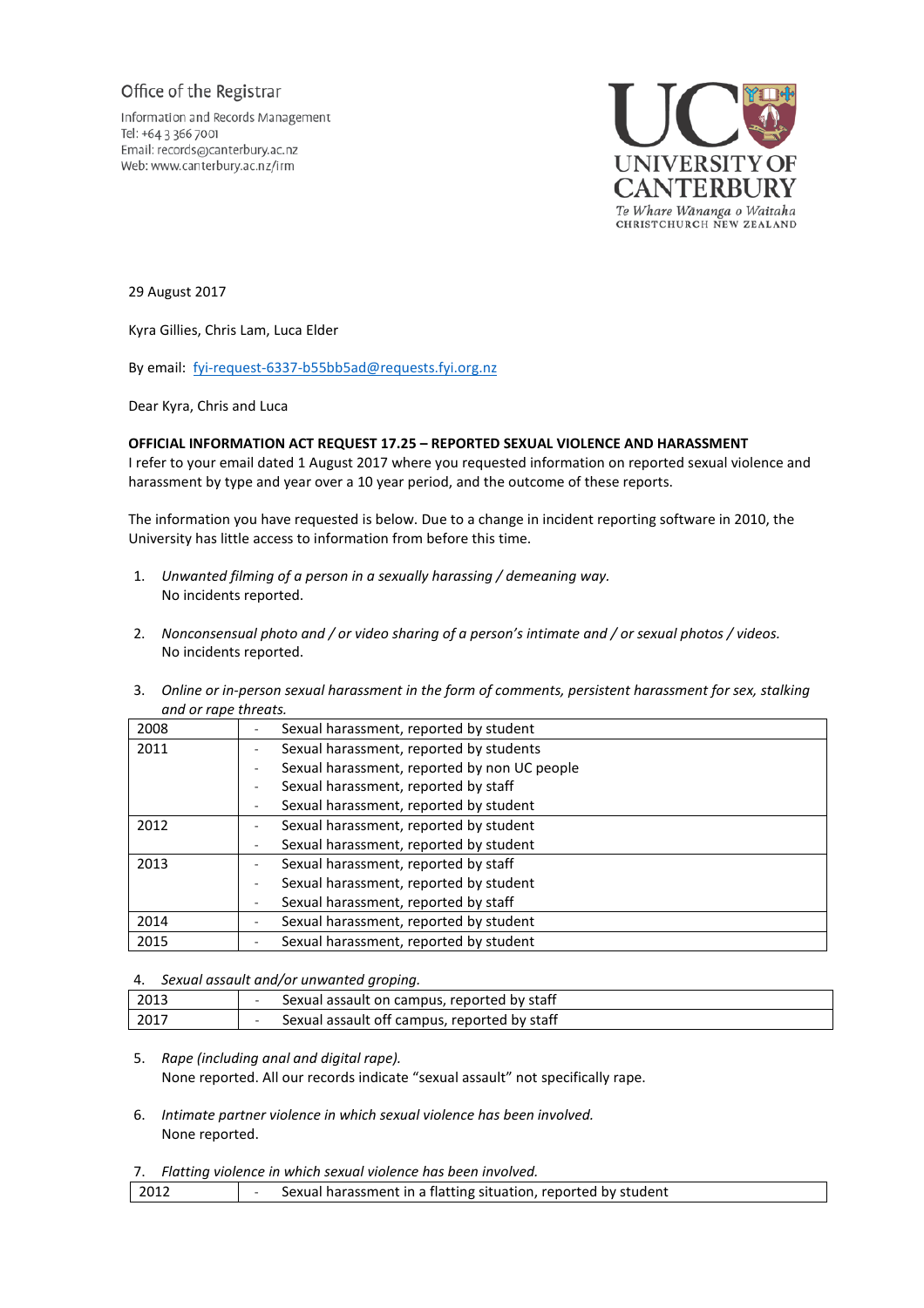Office of the Registrar

Information and Records Management
Tel: +64 3 366 7001
Email: records@canterbury.ac.nz
Web: www.canterbury.ac.nz/irm

UNIVERSITY OF CANTERBURY
Te Whare Wānanga o Waitaha
CHRISTCHURCH NEW ZEALAND

29 August 2017

Kyra Gillies, Chris Lam, Luca Elder

By email: fyi-request-6337-b55bb5ad@requests.fyi.org.nz

Dear Kyra, Chris and Luca

**OFFICIAL INFORMATION ACT REQUEST 17.25 – REPORTED SEXUAL VIOLENCE AND HARASSMENT**

I refer to your email dated 1 August 2017 where you requested information on reported sexual violence and harassment by type and year over a 10 year period, and the outcome of these reports.

The information you have requested is below. Due to a change in incident reporting software in 2010, the University has little access to information from before this time.

1. *Unwanted filming of a person in a sexually harassing / demeaning way.*
   No incidents reported.

2. *Nonconsensual photo and / or video sharing of a person's intimate and / or sexual photos / videos.*
   No incidents reported.

3. *Online or in-person sexual harassment in the form of comments, persistent harassment for sex, stalking and or rape threats.*

| Year | Reports |
|---|---|
| 2008 | - Sexual harassment, reported by student |
| 2011 | - Sexual harassment, reported by students<br>- Sexual harassment, reported by non UC people<br>- Sexual harassment, reported by staff<br>- Sexual harassment, reported by student |
| 2012 | - Sexual harassment, reported by student<br>- Sexual harassment, reported by student |
| 2013 | - Sexual harassment, reported by staff<br>- Sexual harassment, reported by student<br>- Sexual harassment, reported by staff |
| 2014 | - Sexual harassment, reported by student |
| 2015 | - Sexual harassment, reported by student |

4. *Sexual assault and/or unwanted groping.*

| Year | Reports |
|---|---|
| 2013 | - Sexual assault on campus, reported by staff |
| 2017 | - Sexual assault off campus, reported by staff |

5. *Rape (including anal and digital rape).*
   None reported. All our records indicate "sexual assault" not specifically rape.

6. *Intimate partner violence in which sexual violence has been involved.*
   None reported.

7. *Flatting violence in which sexual violence has been involved.*

| Year | Reports |
|---|---|
| 2012 | - Sexual harassment in a flatting situation, reported by student |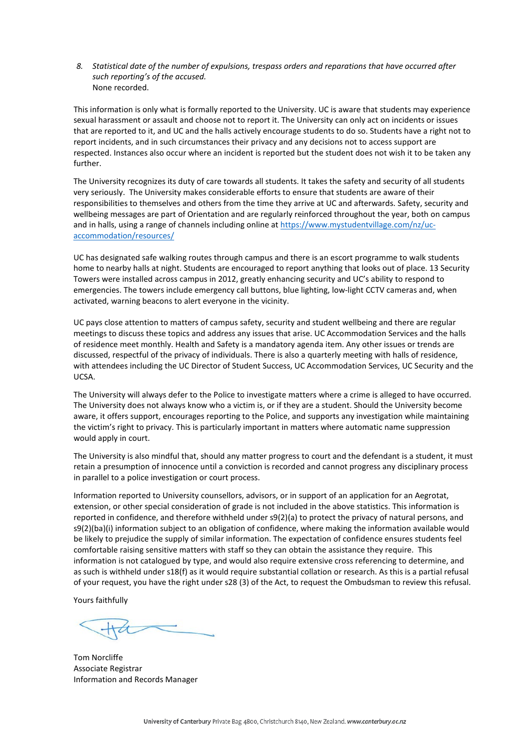8. *Statistical date of the number of expulsions, trespass orders and reparations that have occurred after such reporting's of the accused.*
   None recorded.

This information is only what is formally reported to the University. UC is aware that students may experience sexual harassment or assault and choose not to report it. The University can only act on incidents or issues that are reported to it, and UC and the halls actively encourage students to do so. Students have a right not to report incidents, and in such circumstances their privacy and any decisions not to access support are respected. Instances also occur where an incident is reported but the student does not wish it to be taken any further.

The University recognizes its duty of care towards all students. It takes the safety and security of all students very seriously. The University makes considerable efforts to ensure that students are aware of their responsibilities to themselves and others from the time they arrive at UC and afterwards. Safety, security and wellbeing messages are part of Orientation and are regularly reinforced throughout the year, both on campus and in halls, using a range of channels including online at https://www.mystudentvillage.com/nz/uc-accommodation/resources/

UC has designated safe walking routes through campus and there is an escort programme to walk students home to nearby halls at night. Students are encouraged to report anything that looks out of place. 13 Security Towers were installed across campus in 2012, greatly enhancing security and UC's ability to respond to emergencies. The towers include emergency call buttons, blue lighting, low-light CCTV cameras and, when activated, warning beacons to alert everyone in the vicinity.

UC pays close attention to matters of campus safety, security and student wellbeing and there are regular meetings to discuss these topics and address any issues that arise. UC Accommodation Services and the halls of residence meet monthly. Health and Safety is a mandatory agenda item. Any other issues or trends are discussed, respectful of the privacy of individuals. There is also a quarterly meeting with halls of residence, with attendees including the UC Director of Student Success, UC Accommodation Services, UC Security and the UCSA.

The University will always defer to the Police to investigate matters where a crime is alleged to have occurred. The University does not always know who a victim is, or if they are a student. Should the University become aware, it offers support, encourages reporting to the Police, and supports any investigation while maintaining the victim's right to privacy. This is particularly important in matters where automatic name suppression would apply in court.

The University is also mindful that, should any matter progress to court and the defendant is a student, it must retain a presumption of innocence until a conviction is recorded and cannot progress any disciplinary process in parallel to a police investigation or court process.

Information reported to University counsellors, advisors, or in support of an application for an Aegrotat, extension, or other special consideration of grade is not included in the above statistics. This information is reported in confidence, and therefore withheld under s9(2)(a) to protect the privacy of natural persons, and s9(2)(ba)(i) information subject to an obligation of confidence, where making the information available would be likely to prejudice the supply of similar information. The expectation of confidence ensures students feel comfortable raising sensitive matters with staff so they can obtain the assistance they require. This information is not catalogued by type, and would also require extensive cross referencing to determine, and as such is withheld under s18(f) as it would require substantial collation or research. As this is a partial refusal of your request, you have the right under s28 (3) of the Act, to request the Ombudsman to review this refusal.

Yours faithfully

Tom Norcliffe
Associate Registrar
Information and Records Manager